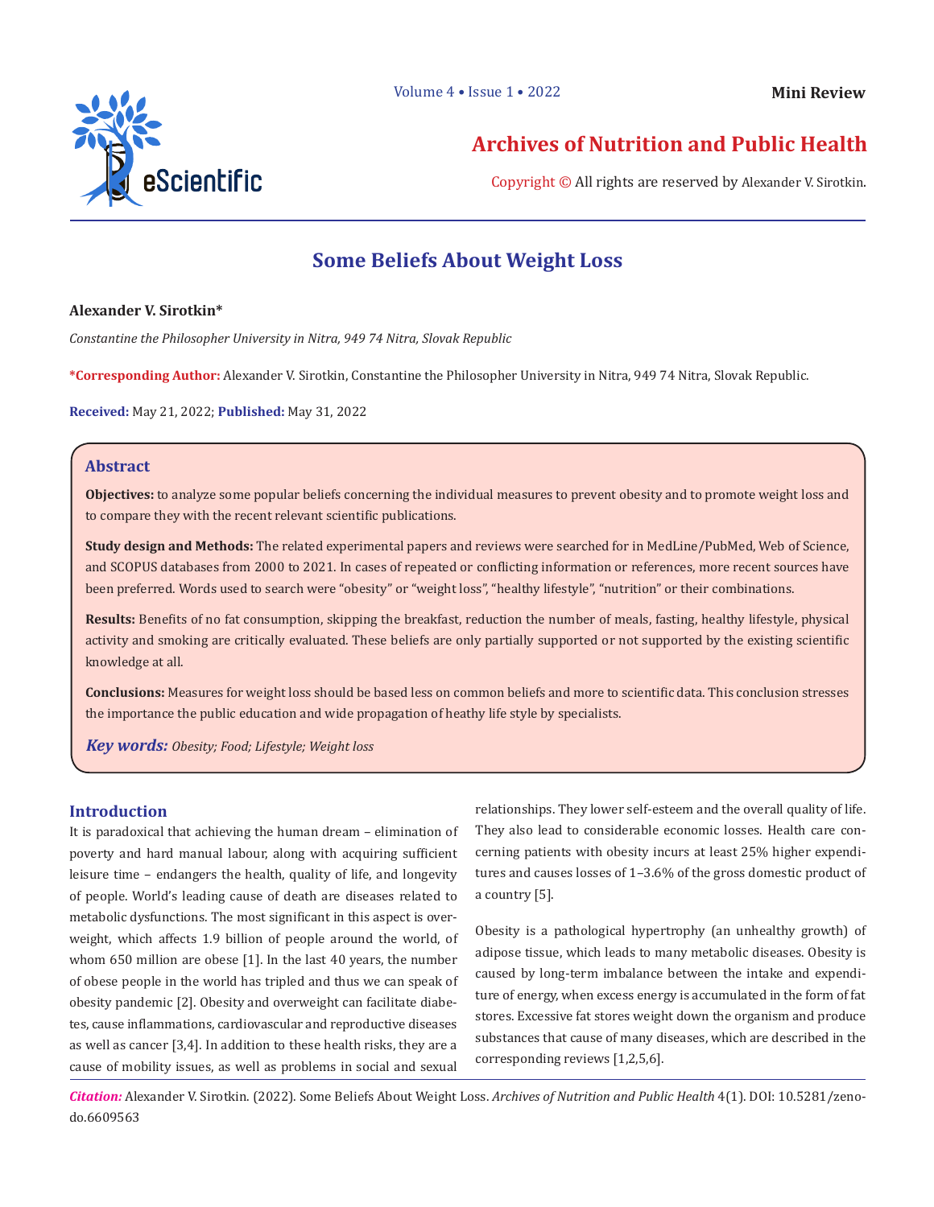Mini Review

Archives of Nutrition and Public Health

Copyright © All rights are reserved by Alexander V. Sirotkin.

# Some Beliefs About Weight Loss

**Alexander V. Sirotkin***

*Constantine the Philosopher University in Nitra, 949 74 Nitra, Slovak Republic*

***Corresponding Author:** Alexander V. Sirotkin, Constantine the Philosopher University in Nitra, 949 74 Nitra, Slovak Republic.

**Received:** May 21, 2022; **Published:** May 31, 2022

## Abstract

**Objectives:** to analyze some popular beliefs concerning the individual measures to prevent obesity and to promote weight loss and to compare they with the recent relevant scientific publications.

**Study design and Methods:** The related experimental papers and reviews were searched for in MedLine/PubMed, Web of Science, and SCOPUS databases from 2000 to 2021. In cases of repeated or conflicting information or references, more recent sources have been preferred. Words used to search were "obesity" or "weight loss", "healthy lifestyle", "nutrition" or their combinations.

**Results:** Benefits of no fat consumption, skipping the breakfast, reduction the number of meals, fasting, healthy lifestyle, physical activity and smoking are critically evaluated. These beliefs are only partially supported or not supported by the existing scientific knowledge at all.

**Conclusions:** Measures for weight loss should be based less on common beliefs and more to scientific data. This conclusion stresses the importance the public education and wide propagation of heathy life style by specialists.

***Key words:*** *Obesity; Food; Lifestyle; Weight loss*

## Introduction

It is paradoxical that achieving the human dream – elimination of poverty and hard manual labour, along with acquiring sufficient leisure time – endangers the health, quality of life, and longevity of people. World's leading cause of death are diseases related to metabolic dysfunctions. The most significant in this aspect is overweight, which affects 1.9 billion of people around the world, of whom 650 million are obese [1]. In the last 40 years, the number of obese people in the world has tripled and thus we can speak of obesity pandemic [2]. Obesity and overweight can facilitate diabetes, cause inflammations, cardiovascular and reproductive diseases as well as cancer [3,4]. In addition to these health risks, they are a cause of mobility issues, as well as problems in social and sexual relationships. They lower self-esteem and the overall quality of life. They also lead to considerable economic losses. Health care concerning patients with obesity incurs at least 25% higher expenditures and causes losses of 1–3.6% of the gross domestic product of a country [5].

Obesity is a pathological hypertrophy (an unhealthy growth) of adipose tissue, which leads to many metabolic diseases. Obesity is caused by long-term imbalance between the intake and expenditure of energy, when excess energy is accumulated in the form of fat stores. Excessive fat stores weight down the organism and produce substances that cause of many diseases, which are described in the corresponding reviews [1,2,5,6].

*Citation:* Alexander V. Sirotkin. (2022). Some Beliefs About Weight Loss. *Archives of Nutrition and Public Health* 4(1). DOI: 10.5281/zenodo.6609563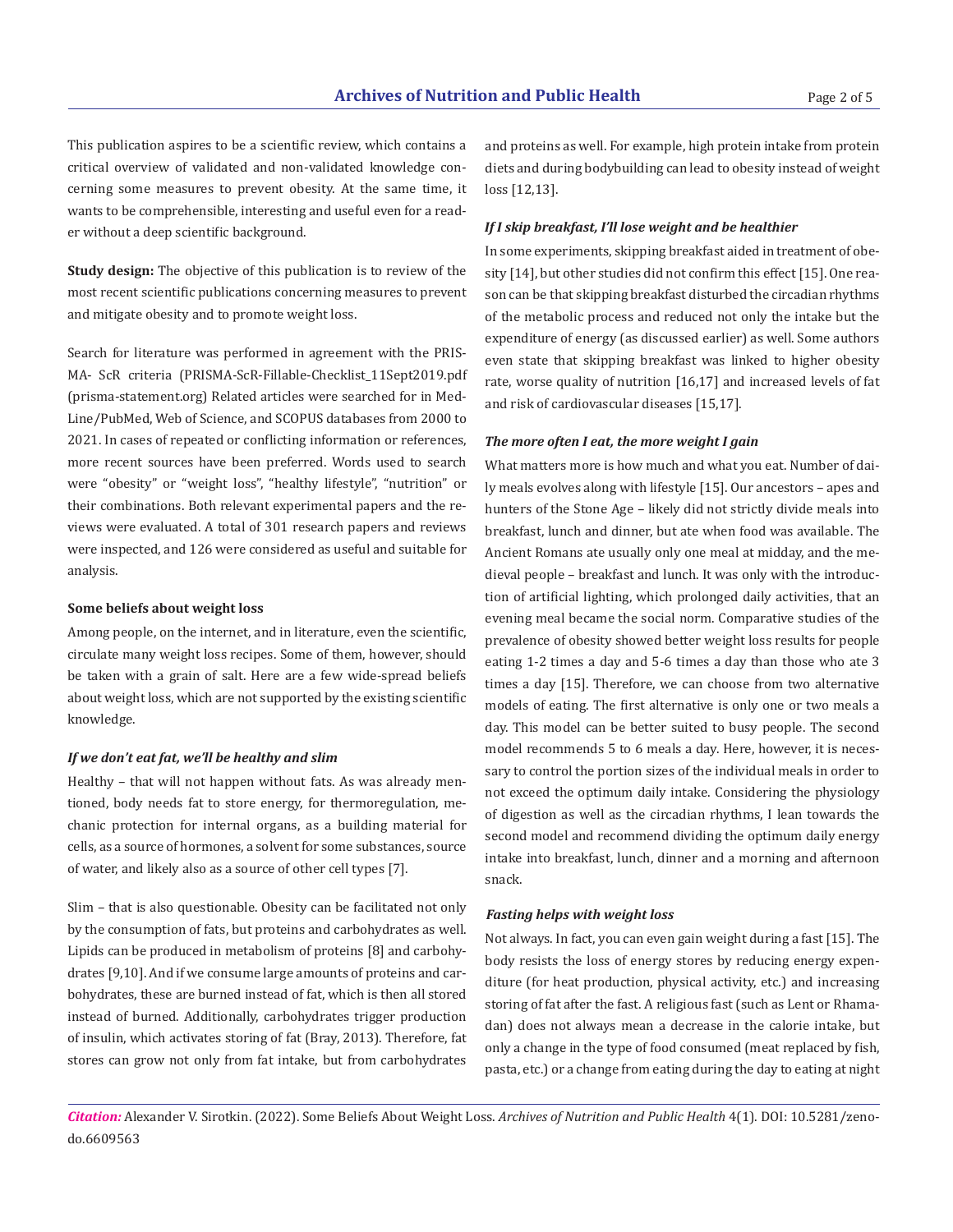This publication aspires to be a scientific review, which contains a critical overview of validated and non-validated knowledge concerning some measures to prevent obesity. At the same time, it wants to be comprehensible, interesting and useful even for a reader without a deep scientific background.

**Study design:** The objective of this publication is to review of the most recent scientific publications concerning measures to prevent and mitigate obesity and to promote weight loss.

Search for literature was performed in agreement with the PRISMA- ScR criteria (PRISMA-ScR-Fillable-Checklist_11Sept2019.pdf (prisma-statement.org) Related articles were searched for in MedLine/PubMed, Web of Science, and SCOPUS databases from 2000 to 2021. In cases of repeated or conflicting information or references, more recent sources have been preferred. Words used to search were "obesity" or "weight loss", "healthy lifestyle", "nutrition" or their combinations. Both relevant experimental papers and the reviews were evaluated. A total of 301 research papers and reviews were inspected, and 126 were considered as useful and suitable for analysis.

### Some beliefs about weight loss

Among people, on the internet, and in literature, even the scientific, circulate many weight loss recipes. Some of them, however, should be taken with a grain of salt. Here are a few wide-spread beliefs about weight loss, which are not supported by the existing scientific knowledge.

#### *If we don't eat fat, we'll be healthy and slim*

Healthy – that will not happen without fats. As was already mentioned, body needs fat to store energy, for thermoregulation, mechanic protection for internal organs, as a building material for cells, as a source of hormones, a solvent for some substances, source of water, and likely also as a source of other cell types [7].

Slim – that is also questionable. Obesity can be facilitated not only by the consumption of fats, but proteins and carbohydrates as well. Lipids can be produced in metabolism of proteins [8] and carbohydrates [9,10]. And if we consume large amounts of proteins and carbohydrates, these are burned instead of fat, which is then all stored instead of burned. Additionally, carbohydrates trigger production of insulin, which activates storing of fat (Bray, 2013). Therefore, fat stores can grow not only from fat intake, but from carbohydrates and proteins as well. For example, high protein intake from protein diets and during bodybuilding can lead to obesity instead of weight loss [12,13].

#### *If I skip breakfast, I'll lose weight and be healthier*

In some experiments, skipping breakfast aided in treatment of obesity [14], but other studies did not confirm this effect [15]. One reason can be that skipping breakfast disturbed the circadian rhythms of the metabolic process and reduced not only the intake but the expenditure of energy (as discussed earlier) as well. Some authors even state that skipping breakfast was linked to higher obesity rate, worse quality of nutrition [16,17] and increased levels of fat and risk of cardiovascular diseases [15,17].

#### *The more often I eat, the more weight I gain*

What matters more is how much and what you eat. Number of daily meals evolves along with lifestyle [15]. Our ancestors – apes and hunters of the Stone Age – likely did not strictly divide meals into breakfast, lunch and dinner, but ate when food was available. The Ancient Romans ate usually only one meal at midday, and the medieval people – breakfast and lunch. It was only with the introduction of artificial lighting, which prolonged daily activities, that an evening meal became the social norm. Comparative studies of the prevalence of obesity showed better weight loss results for people eating 1-2 times a day and 5-6 times a day than those who ate 3 times a day [15]. Therefore, we can choose from two alternative models of eating. The first alternative is only one or two meals a day. This model can be better suited to busy people. The second model recommends 5 to 6 meals a day. Here, however, it is necessary to control the portion sizes of the individual meals in order to not exceed the optimum daily intake. Considering the physiology of digestion as well as the circadian rhythms, I lean towards the second model and recommend dividing the optimum daily energy intake into breakfast, lunch, dinner and a morning and afternoon snack.

#### *Fasting helps with weight loss*

Not always. In fact, you can even gain weight during a fast [15]. The body resists the loss of energy stores by reducing energy expenditure (for heat production, physical activity, etc.) and increasing storing of fat after the fast. A religious fast (such as Lent or Rhamadan) does not always mean a decrease in the calorie intake, but only a change in the type of food consumed (meat replaced by fish, pasta, etc.) or a change from eating during the day to eating at night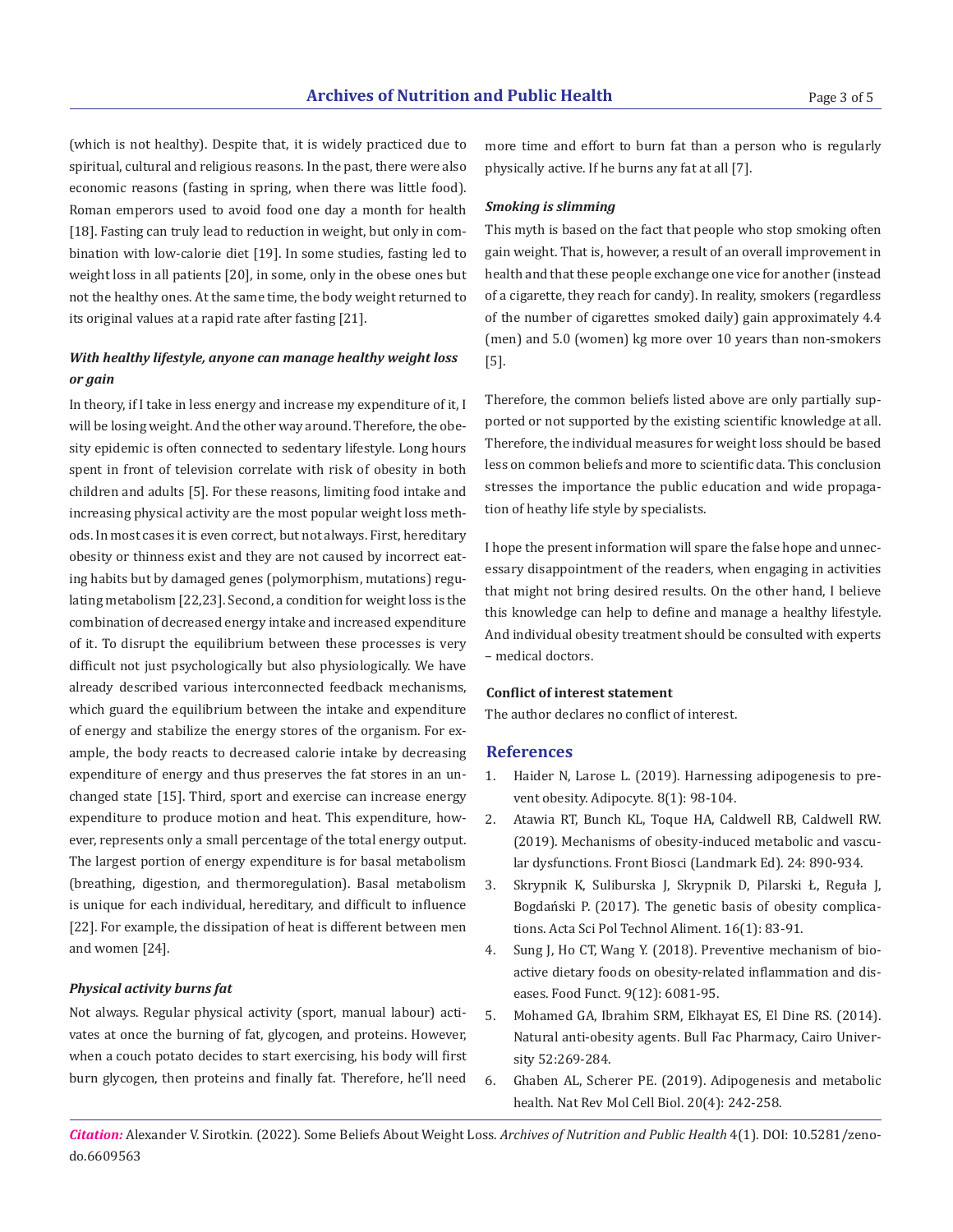(which is not healthy). Despite that, it is widely practiced due to spiritual, cultural and religious reasons. In the past, there were also economic reasons (fasting in spring, when there was little food). Roman emperors used to avoid food one day a month for health [18]. Fasting can truly lead to reduction in weight, but only in combination with low-calorie diet [19]. In some studies, fasting led to weight loss in all patients [20], in some, only in the obese ones but not the healthy ones. At the same time, the body weight returned to its original values at a rapid rate after fasting [21].

### *With healthy lifestyle, anyone can manage healthy weight loss or gain*

In theory, if I take in less energy and increase my expenditure of it, I will be losing weight. And the other way around. Therefore, the obesity epidemic is often connected to sedentary lifestyle. Long hours spent in front of television correlate with risk of obesity in both children and adults [5]. For these reasons, limiting food intake and increasing physical activity are the most popular weight loss methods. In most cases it is even correct, but not always. First, hereditary obesity or thinness exist and they are not caused by incorrect eating habits but by damaged genes (polymorphism, mutations) regulating metabolism [22,23]. Second, a condition for weight loss is the combination of decreased energy intake and increased expenditure of it. To disrupt the equilibrium between these processes is very difficult not just psychologically but also physiologically. We have already described various interconnected feedback mechanisms, which guard the equilibrium between the intake and expenditure of energy and stabilize the energy stores of the organism. For example, the body reacts to decreased calorie intake by decreasing expenditure of energy and thus preserves the fat stores in an unchanged state [15]. Third, sport and exercise can increase energy expenditure to produce motion and heat. This expenditure, however, represents only a small percentage of the total energy output. The largest portion of energy expenditure is for basal metabolism (breathing, digestion, and thermoregulation). Basal metabolism is unique for each individual, hereditary, and difficult to influence [22]. For example, the dissipation of heat is different between men and women [24].

### *Physical activity burns fat*

Not always. Regular physical activity (sport, manual labour) activates at once the burning of fat, glycogen, and proteins. However, when a couch potato decides to start exercising, his body will first burn glycogen, then proteins and finally fat. Therefore, he'll need more time and effort to burn fat than a person who is regularly physically active. If he burns any fat at all [7].

### *Smoking is slimming*

This myth is based on the fact that people who stop smoking often gain weight. That is, however, a result of an overall improvement in health and that these people exchange one vice for another (instead of a cigarette, they reach for candy). In reality, smokers (regardless of the number of cigarettes smoked daily) gain approximately 4.4 (men) and 5.0 (women) kg more over 10 years than non-smokers [5].

Therefore, the common beliefs listed above are only partially supported or not supported by the existing scientific knowledge at all. Therefore, the individual measures for weight loss should be based less on common beliefs and more to scientific data. This conclusion stresses the importance the public education and wide propagation of heathy life style by specialists.

I hope the present information will spare the false hope and unnecessary disappointment of the readers, when engaging in activities that might not bring desired results. On the other hand, I believe this knowledge can help to define and manage a healthy lifestyle. And individual obesity treatment should be consulted with experts – medical doctors.

### Conflict of interest statement

The author declares no conflict of interest.

## References

1. Haider N, Larose L. (2019). Harnessing adipogenesis to prevent obesity. Adipocyte. 8(1): 98-104.
2. Atawia RT, Bunch KL, Toque HA, Caldwell RB, Caldwell RW. (2019). Mechanisms of obesity-induced metabolic and vascular dysfunctions. Front Biosci (Landmark Ed). 24: 890-934.
3. Skrypnik K, Suliburska J, Skrypnik D, Pilarski Ł, Reguła J, Bogdański P. (2017). The genetic basis of obesity complications. Acta Sci Pol Technol Aliment. 16(1): 83-91.
4. Sung J, Ho CT, Wang Y. (2018). Preventive mechanism of bioactive dietary foods on obesity-related inflammation and diseases. Food Funct. 9(12): 6081-95.
5. Mohamed GA, Ibrahim SRM, Elkhayat ES, El Dine RS. (2014). Natural anti-obesity agents. Bull Fac Pharmacy, Cairo University 52:269-284.
6. Ghaben AL, Scherer PE. (2019). Adipogenesis and metabolic health. Nat Rev Mol Cell Biol. 20(4): 242-258.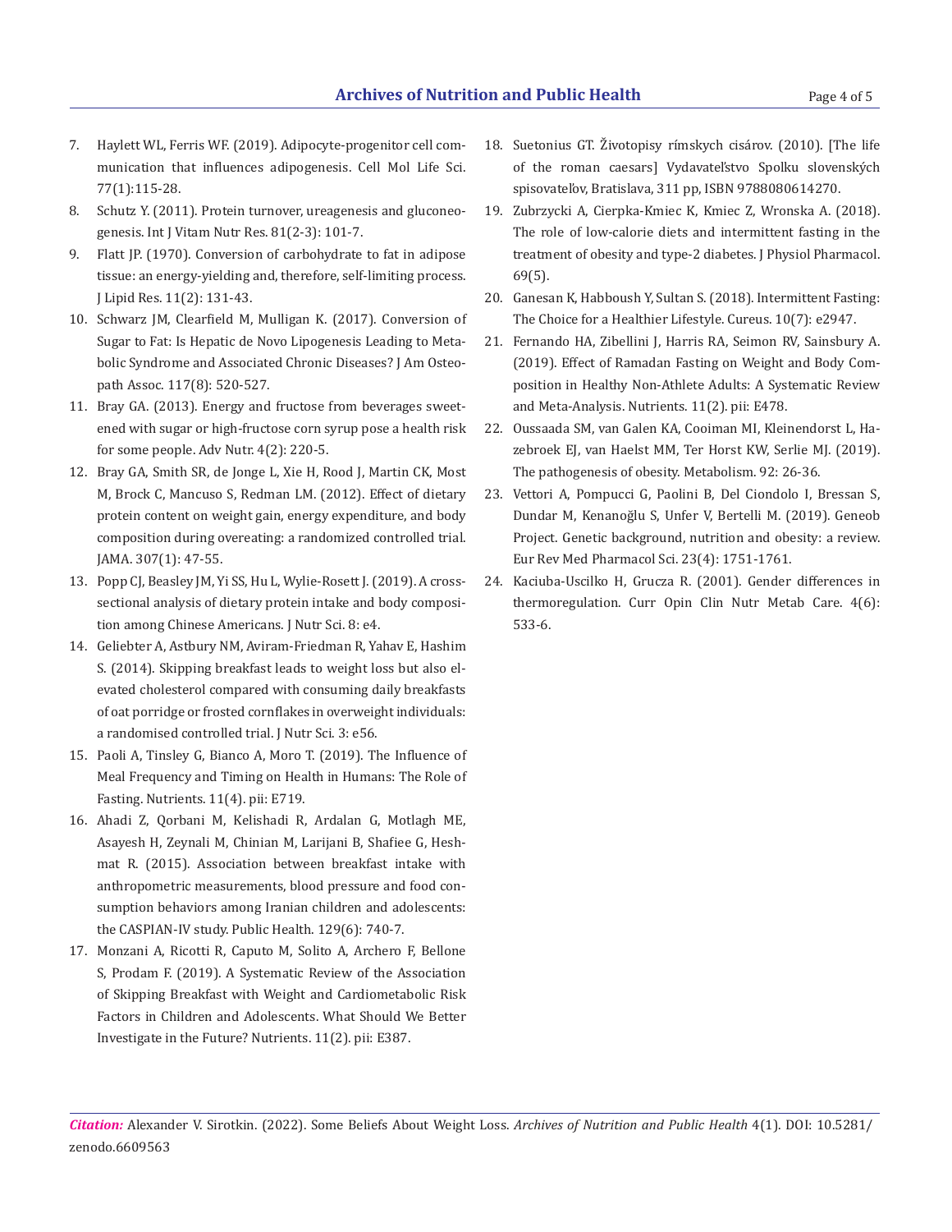7. Haylett WL, Ferris WF. (2019). Adipocyte-progenitor cell communication that influences adipogenesis. Cell Mol Life Sci. 77(1):115-28.
8. Schutz Y. (2011). Protein turnover, ureagenesis and gluconeogenesis. Int J Vitam Nutr Res. 81(2-3): 101-7.
9. Flatt JP. (1970). Conversion of carbohydrate to fat in adipose tissue: an energy-yielding and, therefore, self-limiting process. J Lipid Res. 11(2): 131-43.
10. Schwarz JM, Clearfield M, Mulligan K. (2017). Conversion of Sugar to Fat: Is Hepatic de Novo Lipogenesis Leading to Metabolic Syndrome and Associated Chronic Diseases? J Am Osteopath Assoc. 117(8): 520-527.
11. Bray GA. (2013). Energy and fructose from beverages sweetened with sugar or high-fructose corn syrup pose a health risk for some people. Adv Nutr. 4(2): 220-5.
12. Bray GA, Smith SR, de Jonge L, Xie H, Rood J, Martin CK, Most M, Brock C, Mancuso S, Redman LM. (2012). Effect of dietary protein content on weight gain, energy expenditure, and body composition during overeating: a randomized controlled trial. JAMA. 307(1): 47-55.
13. Popp CJ, Beasley JM, Yi SS, Hu L, Wylie-Rosett J. (2019). A cross-sectional analysis of dietary protein intake and body composition among Chinese Americans. J Nutr Sci. 8: e4.
14. Geliebter A, Astbury NM, Aviram-Friedman R, Yahav E, Hashim S. (2014). Skipping breakfast leads to weight loss but also elevated cholesterol compared with consuming daily breakfasts of oat porridge or frosted cornflakes in overweight individuals: a randomised controlled trial. J Nutr Sci. 3: e56.
15. Paoli A, Tinsley G, Bianco A, Moro T. (2019). The Influence of Meal Frequency and Timing on Health in Humans: The Role of Fasting. Nutrients. 11(4). pii: E719.
16. Ahadi Z, Qorbani M, Kelishadi R, Ardalan G, Motlagh ME, Asayesh H, Zeynali M, Chinian M, Larijani B, Shafiee G, Heshmat R. (2015). Association between breakfast intake with anthropometric measurements, blood pressure and food consumption behaviors among Iranian children and adolescents: the CASPIAN-IV study. Public Health. 129(6): 740-7.
17. Monzani A, Ricotti R, Caputo M, Solito A, Archero F, Bellone S, Prodam F. (2019). A Systematic Review of the Association of Skipping Breakfast with Weight and Cardiometabolic Risk Factors in Children and Adolescents. What Should We Better Investigate in the Future? Nutrients. 11(2). pii: E387.
18. Suetonius GT. Životopisy rímskych cisárov. (2010). [The life of the roman caesars] Vydavateľstvo Spolku slovenských spisovateľov, Bratislava, 311 pp, ISBN 9788080614270.
19. Zubrzycki A, Cierpka-Kmiec K, Kmiec Z, Wronska A. (2018). The role of low-calorie diets and intermittent fasting in the treatment of obesity and type-2 diabetes. J Physiol Pharmacol. 69(5).
20. Ganesan K, Habboush Y, Sultan S. (2018). Intermittent Fasting: The Choice for a Healthier Lifestyle. Cureus. 10(7): e2947.
21. Fernando HA, Zibellini J, Harris RA, Seimon RV, Sainsbury A. (2019). Effect of Ramadan Fasting on Weight and Body Composition in Healthy Non-Athlete Adults: A Systematic Review and Meta-Analysis. Nutrients. 11(2). pii: E478.
22. Oussaada SM, van Galen KA, Cooiman MI, Kleinendorst L, Hazebroek EJ, van Haelst MM, Ter Horst KW, Serlie MJ. (2019). The pathogenesis of obesity. Metabolism. 92: 26-36.
23. Vettori A, Pompucci G, Paolini B, Del Ciondolo I, Bressan S, Dundar M, Kenanoğlu S, Unfer V, Bertelli M. (2019). Geneob Project. Genetic background, nutrition and obesity: a review. Eur Rev Med Pharmacol Sci. 23(4): 1751-1761.
24. Kaciuba-Uscilko H, Grucza R. (2001). Gender differences in thermoregulation. Curr Opin Clin Nutr Metab Care. 4(6): 533-6.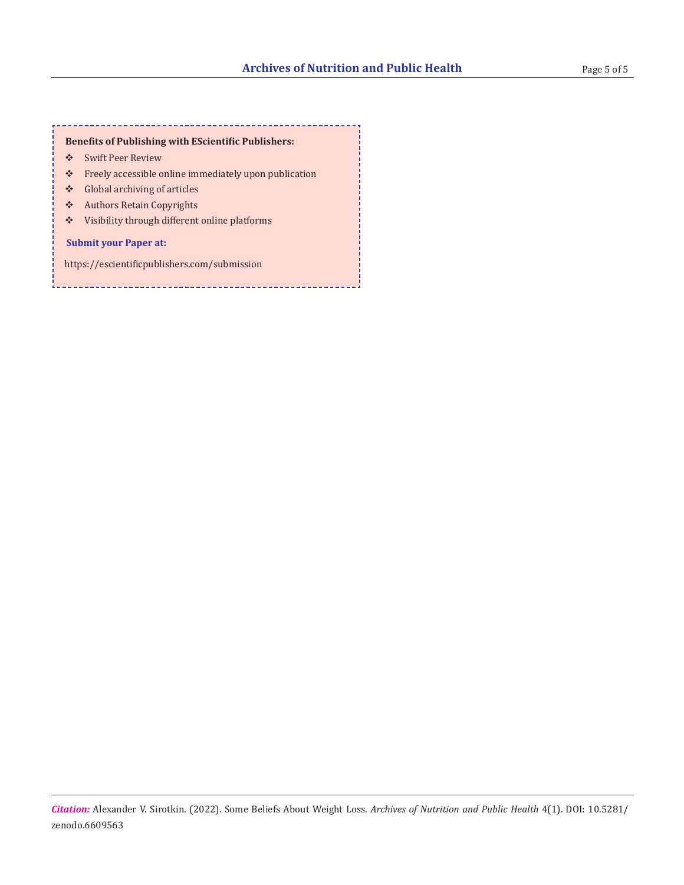**Benefits of Publishing with EScientific Publishers:**

- ❖ Swift Peer Review
- ❖ Freely accessible online immediately upon publication
- ❖ Global archiving of articles
- ❖ Authors Retain Copyrights
- ❖ Visibility through different online platforms

**Submit your Paper at:**

https://escientificpublishers.com/submission